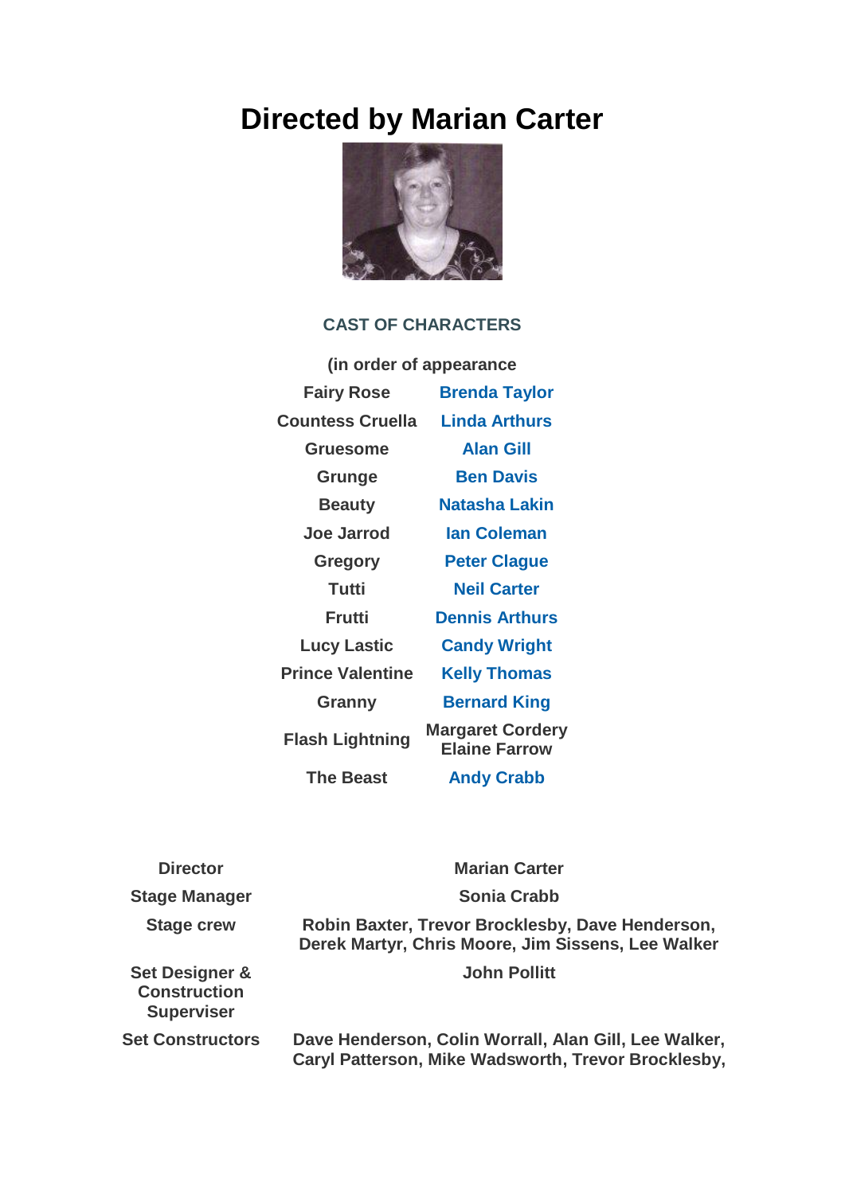# Directed by Marian Carter

### CAST OF CHARACTERS

(in order of appearance

| | |
|---|---|
| Fairy Rose | Brenda Taylor |
| Countess Cruella | Linda Arthurs |
| Gruesome | Alan Gill |
| Grunge | Ben Davis |
| Beauty | Natasha Lakin |
| Joe Jarrod | Ian Coleman |
| Gregory | Peter Clague |
| Tutti | Neil Carter |
| Frutti | Dennis Arthurs |
| Lucy Lastic | Candy Wright |
| Prince Valentine | Kelly Thomas |
| Granny | Bernard King |
| Flash Lightning | Margaret Cordery<br>Elaine Farrow |
| The Beast | Andy Crabb |

| | |
|---|---|
| Director | Marian Carter |
| Stage Manager | Sonia Crabb |
| Stage crew | Robin Baxter, Trevor Brocklesby, Dave Henderson, Derek Martyr, Chris Moore, Jim Sissens, Lee Walker |
| Set Designer & Construction Superviser | John Pollitt |
| Set Constructors | Dave Henderson, Colin Worrall, Alan Gill, Lee Walker, Caryl Patterson, Mike Wadsworth, Trevor Brocklesby, |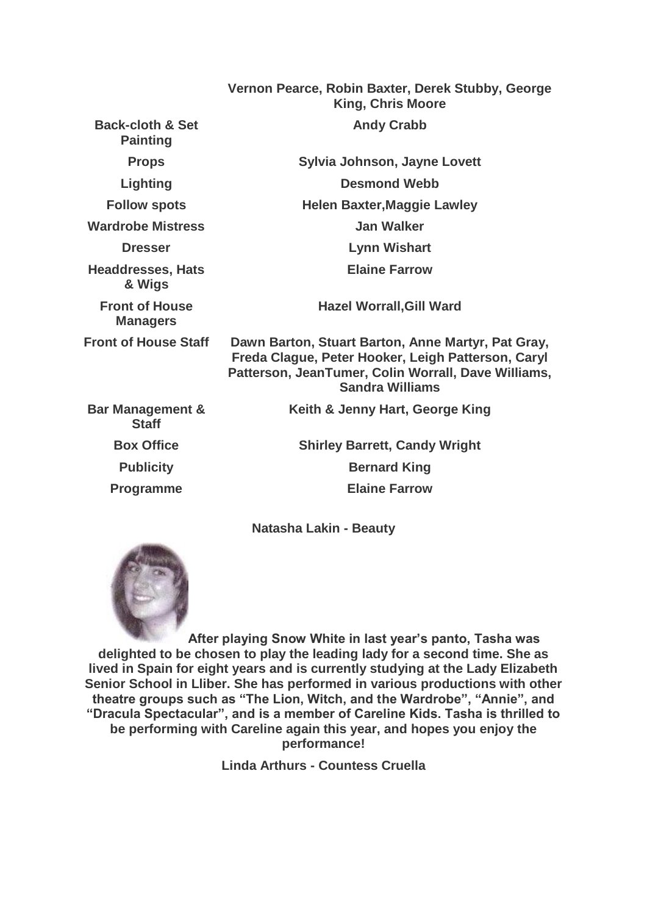| | |
|---|---|
| | **Vernon Pearce, Robin Baxter, Derek Stubby, George King, Chris Moore** |
| **Back-cloth & Set Painting** | **Andy Crabb** |
| **Props** | **Sylvia Johnson, Jayne Lovett** |
| **Lighting** | **Desmond Webb** |
| **Follow spots** | **Helen Baxter,Maggie Lawley** |
| **Wardrobe Mistress** | **Jan Walker** |
| **Dresser** | **Lynn Wishart** |
| **Headdresses, Hats & Wigs** | **Elaine Farrow** |
| **Front of House Managers** | **Hazel Worrall,Gill Ward** |
| **Front of House Staff** | **Dawn Barton, Stuart Barton, Anne Martyr, Pat Gray, Freda Clague, Peter Hooker, Leigh Patterson, Caryl Patterson, JeanTumer, Colin Worrall, Dave Williams, Sandra Williams** |
| **Bar Management & Staff** | **Keith & Jenny Hart, George King** |
| **Box Office** | **Shirley Barrett, Candy Wright** |
| **Publicity** | **Bernard King** |
| **Programme** | **Elaine Farrow** |

**Natasha Lakin - Beauty**

**After playing Snow White in last year's panto, Tasha was delighted to be chosen to play the leading lady for a second time. She as lived in Spain for eight years and is currently studying at the Lady Elizabeth Senior School in Lliber. She has performed in various productions with other theatre groups such as "The Lion, Witch, and the Wardrobe", "Annie", and "Dracula Spectacular", and is a member of Careline Kids. Tasha is thrilled to be performing with Careline again this year, and hopes you enjoy the performance!**

**Linda Arthurs - Countess Cruella**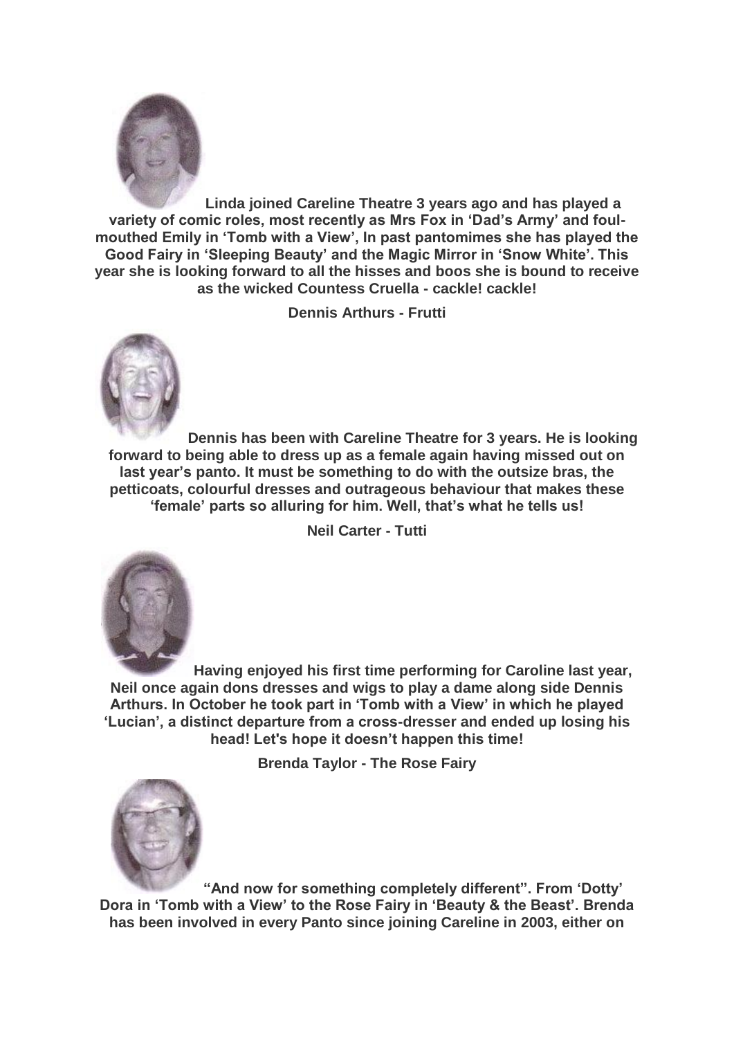**Linda joined Careline Theatre 3 years ago and has played a variety of comic roles, most recently as Mrs Fox in 'Dad's Army' and foul-mouthed Emily in 'Tomb with a View', In past pantomimes she has played the Good Fairy in 'Sleeping Beauty' and the Magic Mirror in 'Snow White'. This year she is looking forward to all the hisses and boos she is bound to receive as the wicked Countess Cruella - cackle! cackle!**

**Dennis Arthurs - Frutti**

**Dennis has been with Careline Theatre for 3 years. He is looking forward to being able to dress up as a female again having missed out on last year's panto. It must be something to do with the outsize bras, the petticoats, colourful dresses and outrageous behaviour that makes these 'female' parts so alluring for him. Well, that's what he tells us!**

**Neil Carter - Tutti**

**Having enjoyed his first time performing for Caroline last year, Neil once again dons dresses and wigs to play a dame along side Dennis Arthurs. In October he took part in 'Tomb with a View' in which he played 'Lucian', a distinct departure from a cross-dresser and ended up losing his head! Let's hope it doesn't happen this time!**

**Brenda Taylor - The Rose Fairy**

**"And now for something completely different". From 'Dotty' Dora in 'Tomb with a View' to the Rose Fairy in 'Beauty & the Beast'. Brenda has been involved in every Panto since joining Careline in 2003, either on**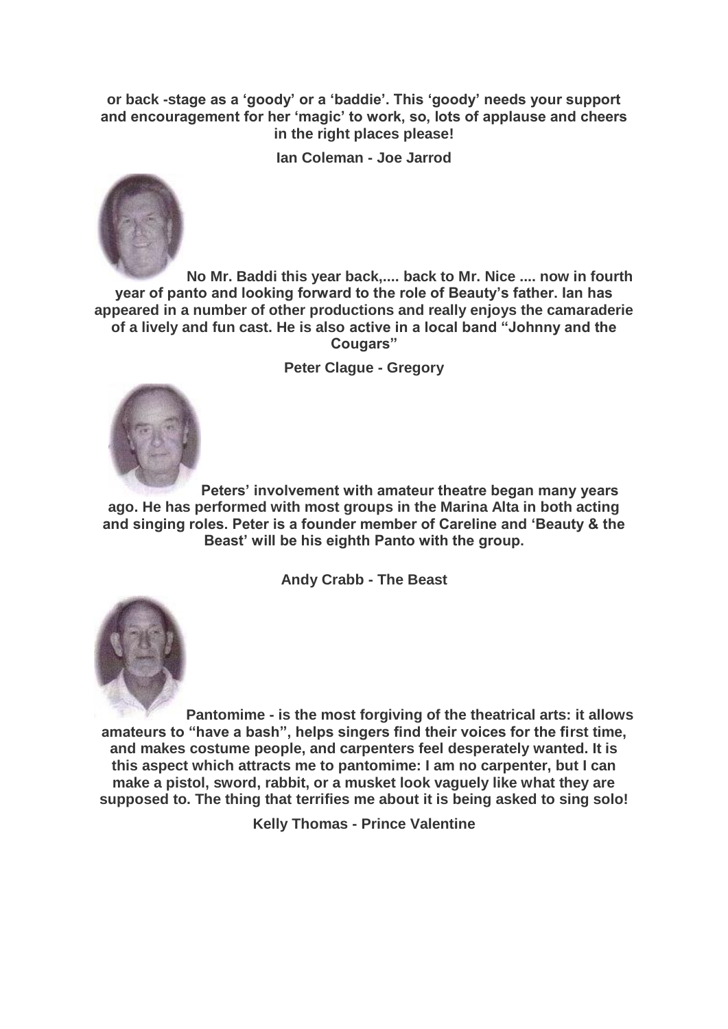**or back -stage as a 'goody' or a 'baddie'. This 'goody' needs your support and encouragement for her 'magic' to work, so, lots of applause and cheers in the right places please!**

**Ian Coleman - Joe Jarrod**

**No Mr. Baddi this year back,.... back to Mr. Nice .... now in fourth year of panto and looking forward to the role of Beauty's father. Ian has appeared in a number of other productions and really enjoys the camaraderie of a lively and fun cast. He is also active in a local band "Johnny and the Cougars"**

**Peter Clague - Gregory**

**Peters' involvement with amateur theatre began many years ago. He has performed with most groups in the Marina Alta in both acting and singing roles. Peter is a founder member of Careline and 'Beauty & the Beast' will be his eighth Panto with the group.**

**Andy Crabb - The Beast**

**Pantomime - is the most forgiving of the theatrical arts: it allows amateurs to "have a bash", helps singers find their voices for the first time, and makes costume people, and carpenters feel desperately wanted. It is this aspect which attracts me to pantomime: I am no carpenter, but I can make a pistol, sword, rabbit, or a musket look vaguely like what they are supposed to. The thing that terrifies me about it is being asked to sing solo!**

**Kelly Thomas - Prince Valentine**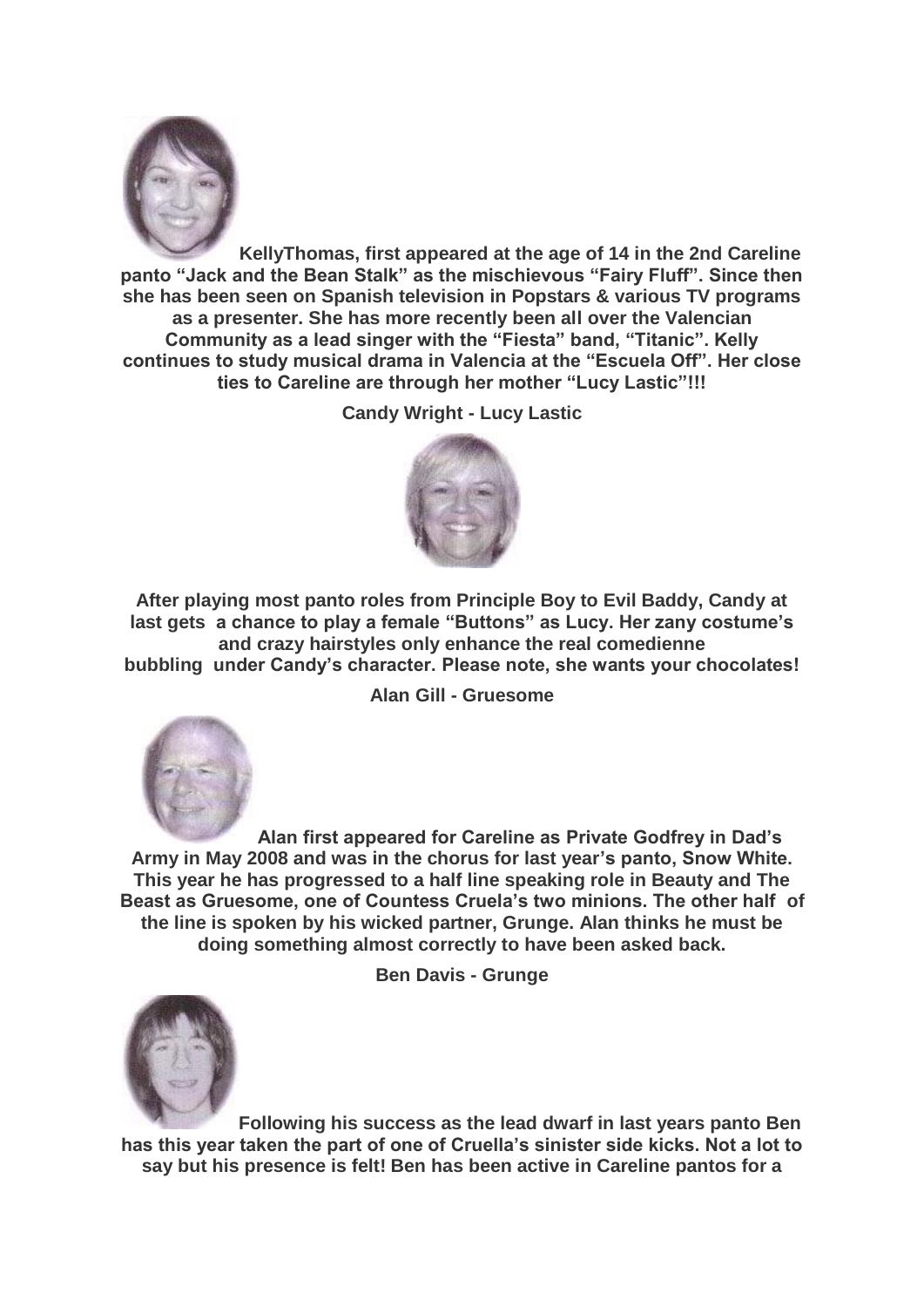**KellyThomas, first appeared at the age of 14 in the 2nd Careline panto "Jack and the Bean Stalk" as the mischievous "Fairy Fluff". Since then she has been seen on Spanish television in Popstars & various TV programs as a presenter. She has more recently been all over the Valencian Community as a lead singer with the "Fiesta" band, "Titanic". Kelly continues to study musical drama in Valencia at the "Escuela Off". Her close ties to Careline are through her mother "Lucy Lastic"!!!**

**Candy Wright - Lucy Lastic**

**After playing most panto roles from Principle Boy to Evil Baddy, Candy at last gets a chance to play a female "Buttons" as Lucy. Her zany costume's and crazy hairstyles only enhance the real comedienne bubbling under Candy's character. Please note, she wants your chocolates!**

**Alan Gill - Gruesome**

**Alan first appeared for Careline as Private Godfrey in Dad's Army in May 2008 and was in the chorus for last year's panto, Snow White. This year he has progressed to a half line speaking role in Beauty and The Beast as Gruesome, one of Countess Cruela's two minions. The other half of the line is spoken by his wicked partner, Grunge. Alan thinks he must be doing something almost correctly to have been asked back.**

**Ben Davis - Grunge**

**Following his success as the lead dwarf in last years panto Ben has this year taken the part of one of Cruella's sinister side kicks. Not a lot to say but his presence is felt! Ben has been active in Careline pantos for a**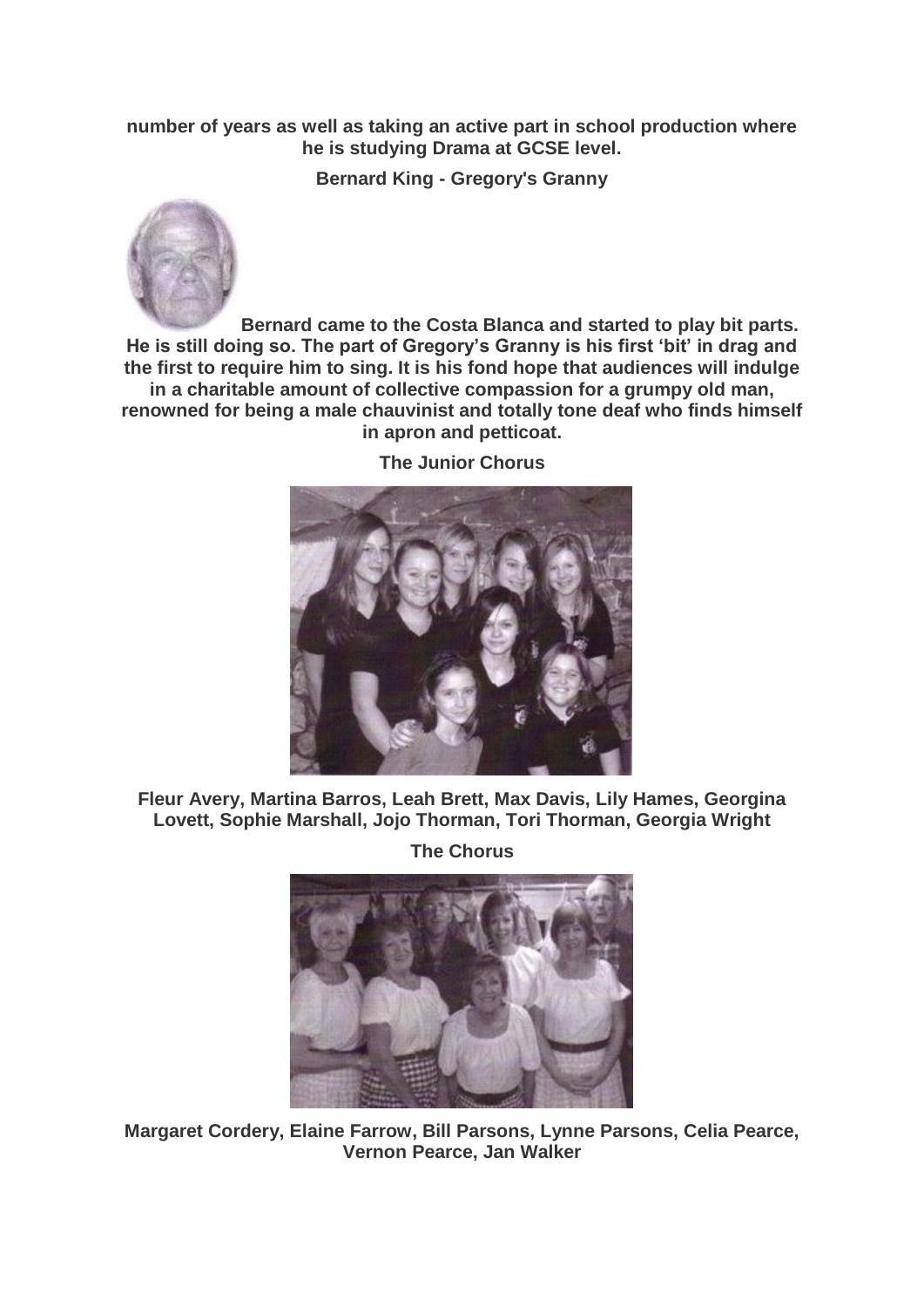**number of years as well as taking an active part in school production where he is studying Drama at GCSE level.**

**Bernard King - Gregory's Granny**

**Bernard came to the Costa Blanca and started to play bit parts. He is still doing so. The part of Gregory's Granny is his first 'bit' in drag and the first to require him to sing. It is his fond hope that audiences will indulge in a charitable amount of collective compassion for a grumpy old man, renowned for being a male chauvinist and totally tone deaf who finds himself in apron and petticoat.**

**The Junior Chorus**

**Fleur Avery, Martina Barros, Leah Brett, Max Davis, Lily Hames, Georgina Lovett, Sophie Marshall, Jojo Thorman, Tori Thorman, Georgia Wright**

**The Chorus**

**Margaret Cordery, Elaine Farrow, Bill Parsons, Lynne Parsons, Celia Pearce, Vernon Pearce, Jan Walker**